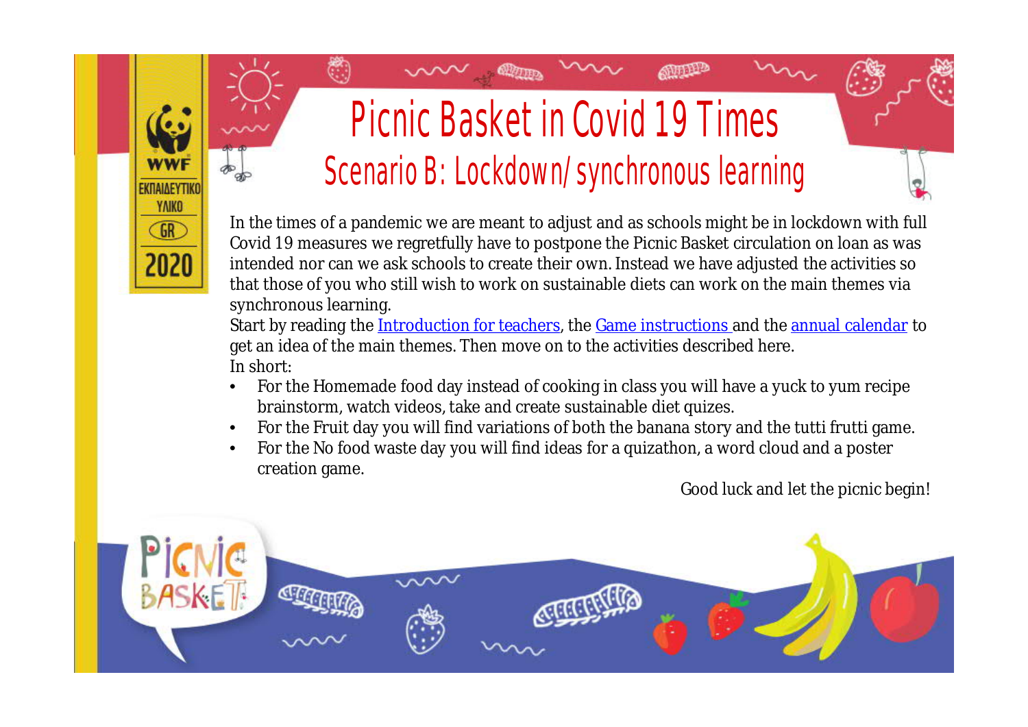# Picnic Basket in Covid 19 Times

## Scenario B: Lockdown/ synchronous learning

In the times of a pandemic we are meant to adjust and as schools might be in lockdown with full Covid 19 measures we regretfully have to postpone the Picnic Basket circulation on loan as was intended nor can we ask schools to create their own. Instead we have adjusted the activities so that those of you who still wish to work on sustainable diets can work on the main themes via synchronous learning.

Start by reading the Introduction for teachers, the Game instructions and the annual calendar to get an idea of the main themes. Then move on to the activities described here.

In short:

- For the Homemade food day instead of cooking in class you will have a yuck to yum recipe brainstorm, watch videos, take and create sustainable diet quizes.
- For the Fruit day you will find variations of both the banana story and the tutti frutti game.
- For the No food waste day you will find ideas for a quizathon, a word cloud and a poster creation game.

Good luck and let the picnic begin!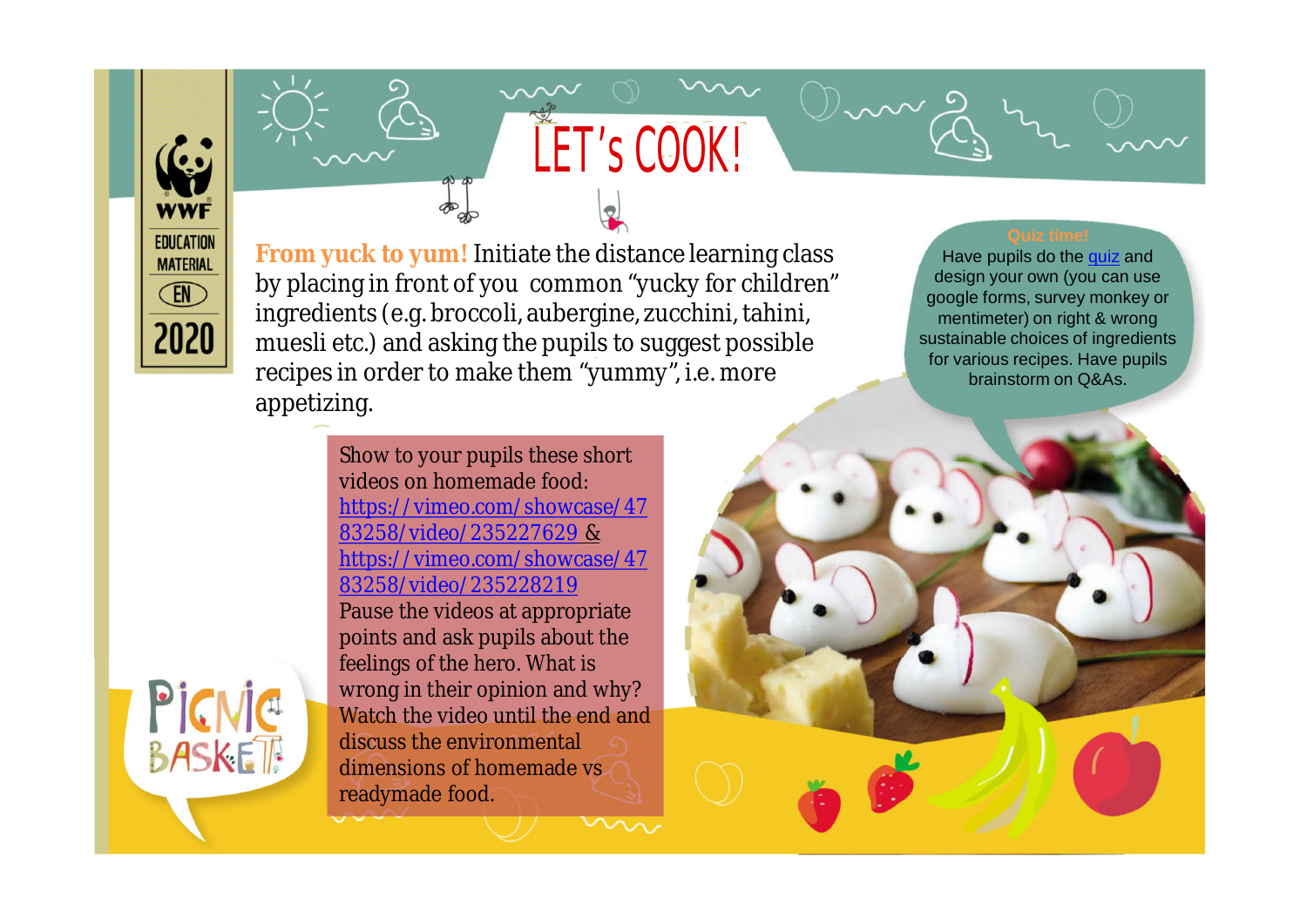# LET's COOK!

**From yuck to yum!** Initiate the distance learning class by placing in front of you common "yucky for children" ingredients (e.g. broccoli, aubergine, zucchini, tahini, muesli etc.) and asking the pupils to suggest possible recipes in order to make them "yummy", i.e. more appetizing.

Show to your pupils these short videos on homemade food: https://vimeo.com/showcase/4783258/video/235227629 & https://vimeo.com/showcase/4783258/video/235228219 Pause the videos at appropriate points and ask pupils about the feelings of the hero. What is wrong in their opinion and why? Watch the video until the end and discuss the environmental dimensions of homemade vs readymade food.

**Quiz time!**

Have pupils do the quiz and design your own (you can use google forms, survey monkey or mentimeter) on right & wrong sustainable choices of ingredients for various recipes. Have pupils brainstorm on Q&As.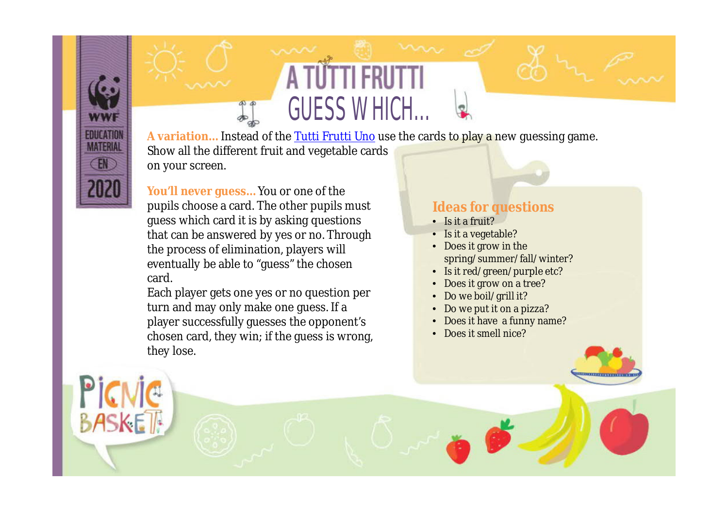# A TUTTI FRUTTI

## GUESS WHICH...

**A variation...** Instead of the [Tutti Frutti Uno] use the cards to play a new guessing game. Show all the different fruit and vegetable cards on your screen.

**You'll never guess...** You or one of the pupils choose a card. The other pupils must guess which card it is by asking questions that can be answered by yes or no. Through the process of elimination, players will eventually be able to "guess" the chosen card.

Each player gets one yes or no question per turn and may only make one guess. If a player successfully guesses the opponent's chosen card, they win; if the guess is wrong, they lose.

### Ideas for questions

- Is it a fruit?
- Is it a vegetable?
- Does it grow in the spring/ summer/ fall/ winter?
- Is it red/ green/ purple etc?
- Does it grow on a tree?
- Do we boil/ grill it?
- Do we put it on a pizza?
- Does it have a funny name?
- Does it smell nice?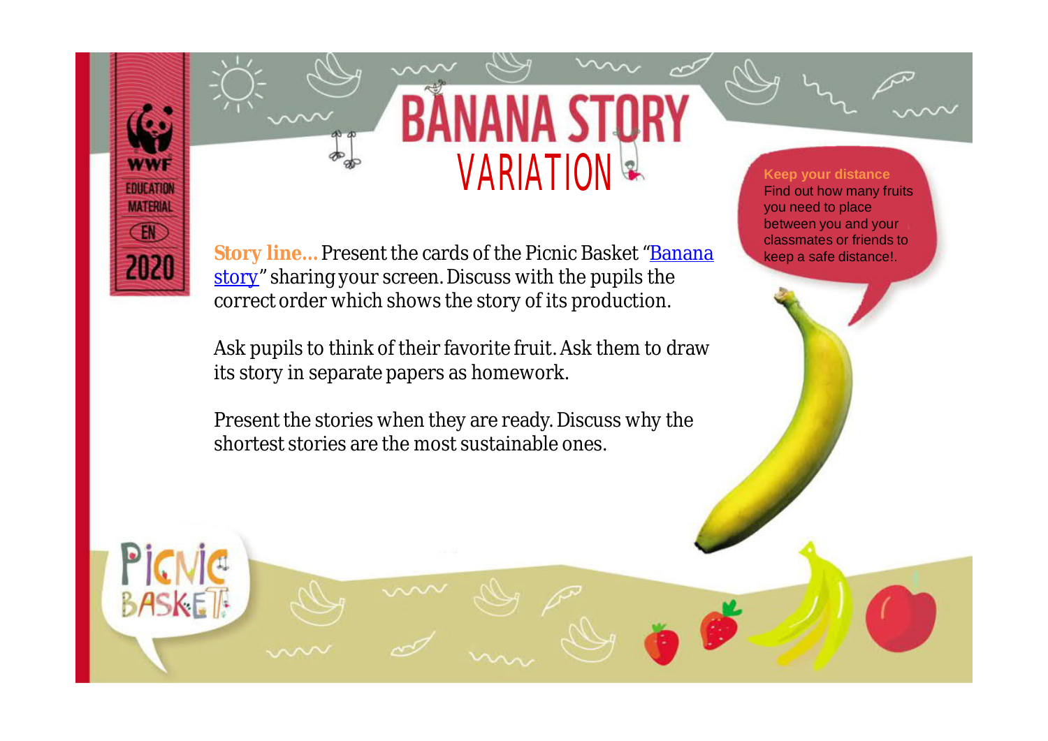# BANANA STORY

## VARIATION

**Story line...** Present the cards of the Picnic Basket "Banana story" sharing your screen. Discuss with the pupils the correct order which shows the story of its production.

Ask pupils to think of their favorite fruit. Ask them to draw its story in separate papers as homework.

Present the stories when they are ready. Discuss why the shortest stories are the most sustainable ones.

**Keep your distance**
Find out how many fruits you need to place between you and your classmates or friends to keep a safe distance!.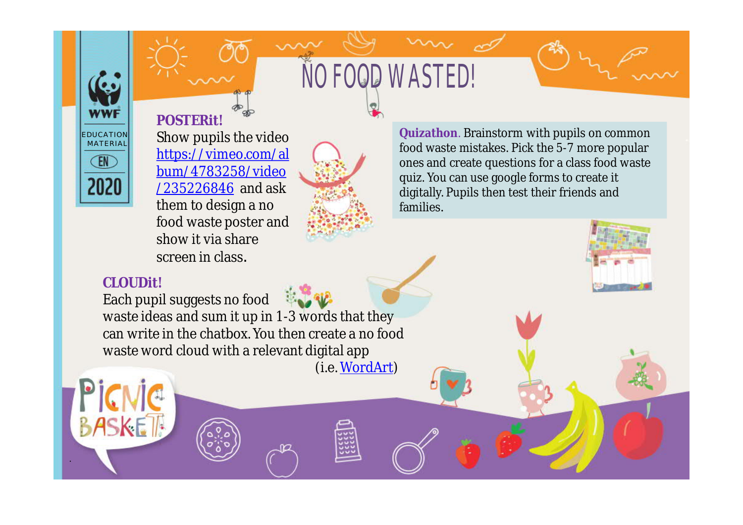# NO FOOD WASTED!

**POSTERit!**
Show pupils the video https://vimeo.com/album/4783258/video/235226846 and ask them to design a no food waste poster and show it via share screen in class.

**Quizathon**. Brainstorm with pupils on common food waste mistakes. Pick the 5-7 more popular ones and create questions for a class food waste quiz. You can use google forms to create it digitally. Pupils then test their friends and families.

**CLOUDit!**
Each pupil suggests no food waste ideas and sum it up in 1-3 words that they can write in the chatbox. You then create a no food waste word cloud with a relevant digital app (i.e. WordArt)